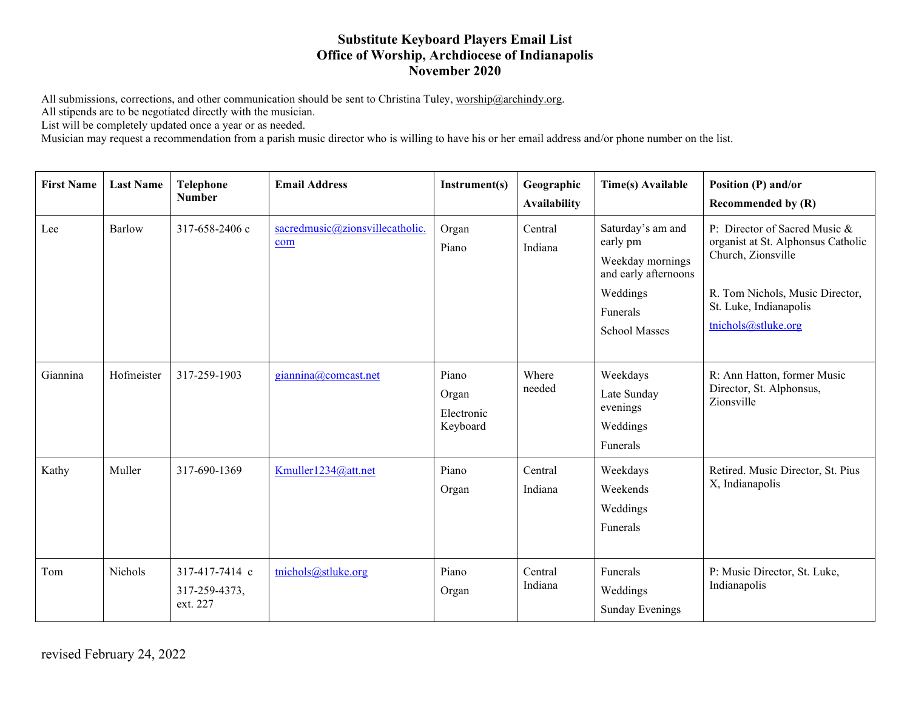# Substitute Keyboard Players Email List
## Office of Worship, Archdiocese of Indianapolis
## November 2020

All submissions, corrections, and other communication should be sent to Christina Tuley, worship@archindy.org.
All stipends are to be negotiated directly with the musician.
List will be completely updated once a year or as needed.
Musician may request a recommendation from a parish music director who is willing to have his or her email address and/or phone number on the list.

| First Name | Last Name | Telephone Number | Email Address | Instrument(s) | Geographic Availability | Time(s) Available | Position (P) and/or Recommended by (R) |
|---|---|---|---|---|---|---|---|
| Lee | Barlow | 317-658-2406 c | sacredmusic@zionsvillecatholic.com | Organ<br>Piano | Central Indiana | Saturday's am and early pm<br>Weekday mornings and early afternoons<br>Weddings<br>Funerals<br>School Masses | P: Director of Sacred Music & organist at St. Alphonsus Catholic Church, Zionsville<br><br>R. Tom Nichols, Music Director, St. Luke, Indianapolis<br>tnichols@stluke.org |
| Giannina | Hofmeister | 317-259-1903 | giannina@comcast.net | Piano<br>Organ<br>Electronic Keyboard | Where needed | Weekdays<br>Late Sunday evenings<br>Weddings<br>Funerals | R: Ann Hatton, former Music Director, St. Alphonsus, Zionsville |
| Kathy | Muller | 317-690-1369 | Kmuller1234@att.net | Piano<br>Organ | Central Indiana | Weekdays<br>Weekends<br>Weddings<br>Funerals | Retired. Music Director, St. Pius X, Indianapolis |
| Tom | Nichols | 317-417-7414 c<br>317-259-4373, ext. 227 | tnichols@stluke.org | Piano<br>Organ | Central Indiana | Funerals<br>Weddings<br>Sunday Evenings | P: Music Director, St. Luke, Indianapolis |

revised February 24, 2022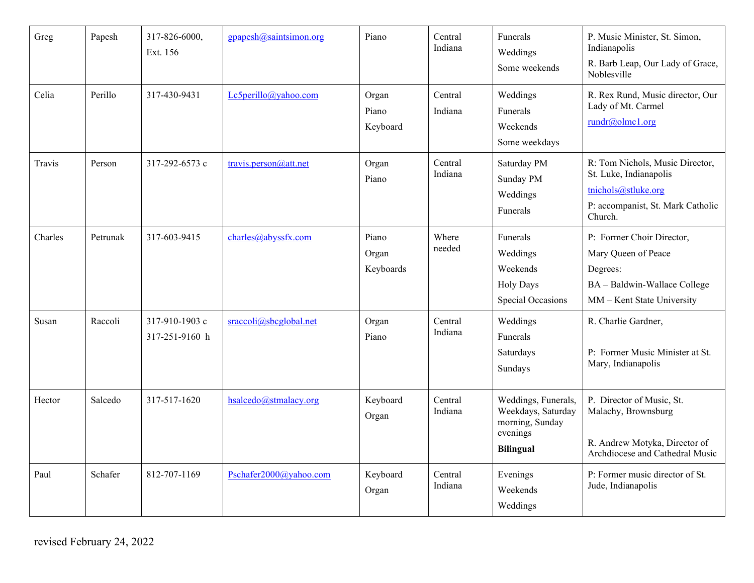| | | | | | | | |
|---|---|---|---|---|---|---|---|
| Greg | Papesh | 317-826-6000, Ext. 156 | gpapesh@saintsimon.org | Piano | Central Indiana | Funerals<br>Weddings<br>Some weekends | P. Music Minister, St. Simon, Indianapolis<br>R. Barb Leap, Our Lady of Grace, Noblesville |
| Celia | Perillo | 317-430-9431 | Lc5perillo@yahoo.com | Organ<br>Piano<br>Keyboard | Central<br>Indiana | Weddings<br>Funerals<br>Weekends<br>Some weekdays | R. Rex Rund, Music director, Our Lady of Mt. Carmel<br>rundr@olmc1.org |
| Travis | Person | 317-292-6573 c | travis.person@att.net | Organ<br>Piano | Central Indiana | Saturday PM<br>Sunday PM<br>Weddings<br>Funerals | R: Tom Nichols, Music Director, St. Luke, Indianapolis<br>tnichols@stluke.org<br>P: accompanist, St. Mark Catholic Church. |
| Charles | Petrunak | 317-603-9415 | charles@abyssfx.com | Piano<br>Organ<br>Keyboards | Where needed | Funerals<br>Weddings<br>Weekends<br>Holy Days<br>Special Occasions | P: Former Choir Director,<br>Mary Queen of Peace<br>Degrees:<br>BA – Baldwin-Wallace College<br>MM – Kent State University |
| Susan | Raccoli | 317-910-1903 c<br>317-251-9160 h | sraccoli@sbcglobal.net | Organ<br>Piano | Central Indiana | Weddings<br>Funerals<br>Saturdays<br>Sundays | R. Charlie Gardner,<br><br>P: Former Music Minister at St. Mary, Indianapolis |
| Hector | Salcedo | 317-517-1620 | hsalcedo@stmalacy.org | Keyboard<br>Organ | Central Indiana | Weddings, Funerals, Weekdays, Saturday morning, Sunday evenings<br>**Bilingual** | P. Director of Music, St. Malachy, Brownsburg<br><br>R. Andrew Motyka, Director of Archdiocese and Cathedral Music |
| Paul | Schafer | 812-707-1169 | Pschafer2000@yahoo.com | Keyboard<br>Organ | Central Indiana | Evenings<br>Weekends<br>Weddings | P: Former music director of St. Jude, Indianapolis |

revised February 24, 2022